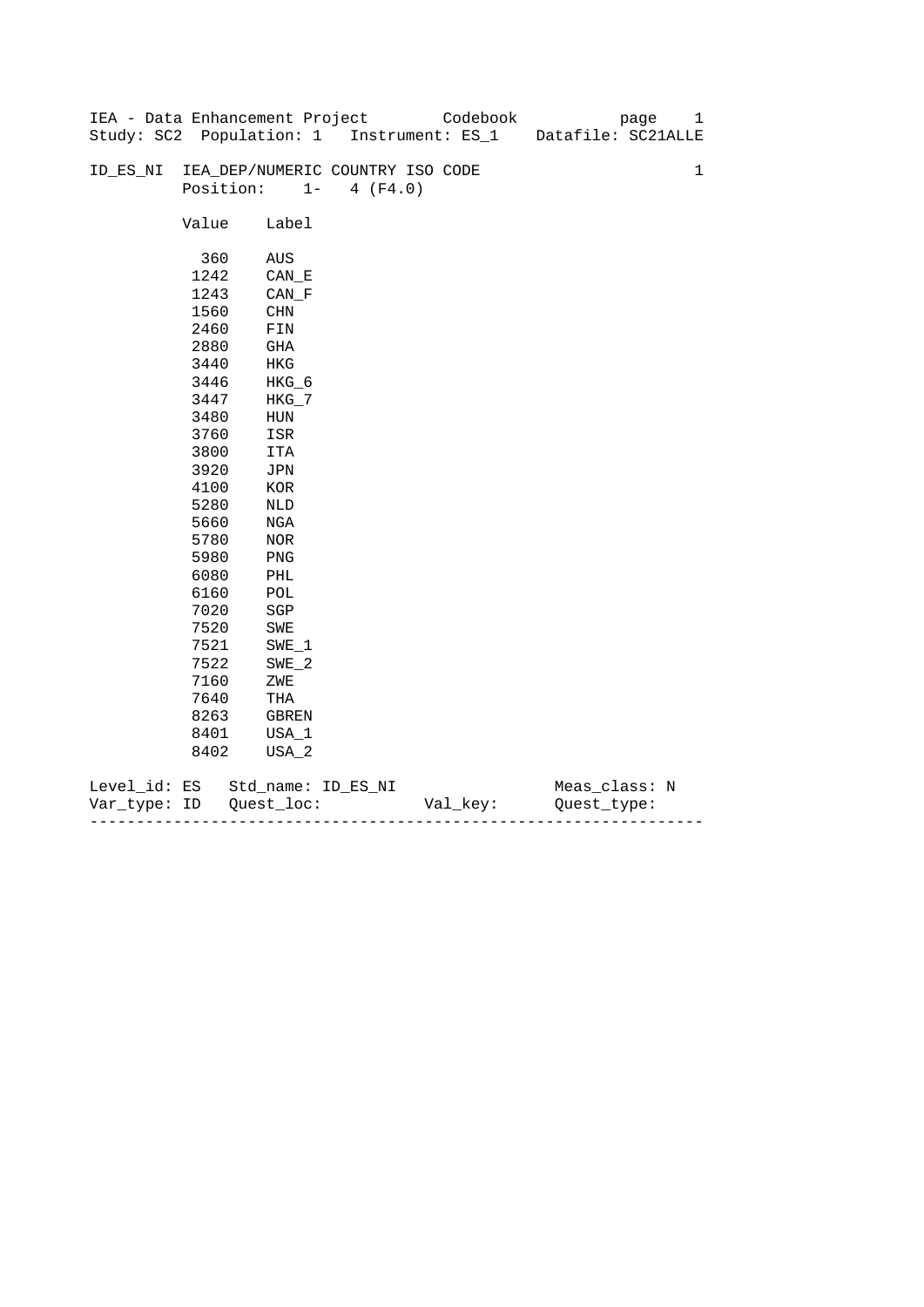IEA - Data Enhancement Project        Codebook
Study: SC2  Population: 1   Instrument: ES_1    Datafile: SC21ALLE

ID_ES_NI  IEA_DEP/NUMERIC COUNTRY ISO CODE                                1
          Position:    1-   4 (F4.0)

| Value | Label |
|---|---|
| 360 | AUS |
| 1242 | CAN_E |
| 1243 | CAN_F |
| 1560 | CHN |
| 2460 | FIN |
| 2880 | GHA |
| 3440 | HKG |
| 3446 | HKG_6 |
| 3447 | HKG_7 |
| 3480 | HUN |
| 3760 | ISR |
| 3800 | ITA |
| 3920 | JPN |
| 4100 | KOR |
| 5280 | NLD |
| 5660 | NGA |
| 5780 | NOR |
| 5980 | PNG |
| 6080 | PHL |
| 6160 | POL |
| 7020 | SGP |
| 7520 | SWE |
| 7521 | SWE_1 |
| 7522 | SWE_2 |
| 7160 | ZWE |
| 7640 | THA |
| 8263 | GBREN |
| 8401 | USA_1 |
| 8402 | USA_2 |

Level_id: ES   Std_name: ID_ES_NI                    Meas_class: N
Var_type: ID   Quest_loc:            Val_key:        Quest_type:

----------------------------------------------------------------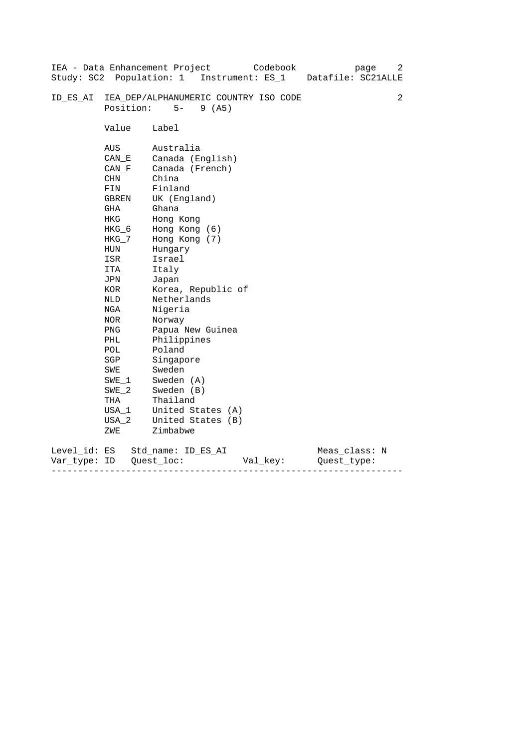ID_ES_AI IEA_DEP/ALPHANUMERIC COUNTRY ISO CODE

Position: 5- 9 (A5)

| Value | Label |
|---|---|
| AUS | Australia |
| CAN_E | Canada (English) |
| CAN_F | Canada (French) |
| CHN | China |
| FIN | Finland |
| GBREN | UK (England) |
| GHA | Ghana |
| HKG | Hong Kong |
| HKG_6 | Hong Kong (6) |
| HKG_7 | Hong Kong (7) |
| HUN | Hungary |
| ISR | Israel |
| ITA | Italy |
| JPN | Japan |
| KOR | Korea, Republic of |
| NLD | Netherlands |
| NGA | Nigeria |
| NOR | Norway |
| PNG | Papua New Guinea |
| PHL | Philippines |
| POL | Poland |
| SGP | Singapore |
| SWE | Sweden |
| SWE_1 | Sweden (A) |
| SWE_2 | Sweden (B) |
| THA | Thailand |
| USA_1 | United States (A) |
| USA_2 | United States (B) |
| ZWE | Zimbabwe |

Level_id: ES Std_name: ID_ES_AI Meas_class: N

Var_type: ID Quest_loc: Val_key: Quest_type:

---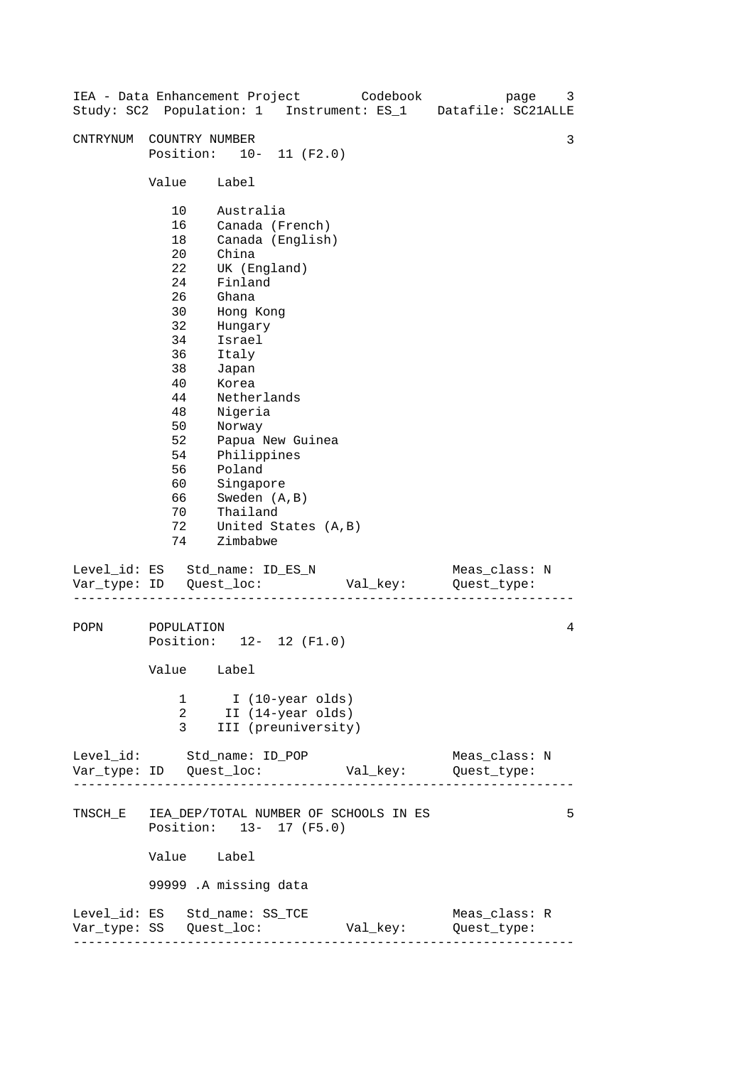CNTRYNUM COUNTRY NUMBER 3

Position: 10- 11 (F2.0)

| Value | Label |
|---|---|
| 10 | Australia |
| 16 | Canada (French) |
| 18 | Canada (English) |
| 20 | China |
| 22 | UK (England) |
| 24 | Finland |
| 26 | Ghana |
| 30 | Hong Kong |
| 32 | Hungary |
| 34 | Israel |
| 36 | Italy |
| 38 | Japan |
| 40 | Korea |
| 44 | Netherlands |
| 48 | Nigeria |
| 50 | Norway |
| 52 | Papua New Guinea |
| 54 | Philippines |
| 56 | Poland |
| 60 | Singapore |
| 66 | Sweden (A,B) |
| 70 | Thailand |
| 72 | United States (A,B) |
| 74 | Zimbabwe |

Level_id: ES Std_name: ID_ES_N Meas_class: N
Var_type: ID Quest_loc: Val_key: Quest_type:

---

POPN POPULATION 4

Position: 12- 12 (F1.0)

| Value | Label |
|---|---|
| 1 | I (10-year olds) |
| 2 | II (14-year olds) |
| 3 | III (preuniversity) |

Level_id: Std_name: ID_POP Meas_class: N
Var_type: ID Quest_loc: Val_key: Quest_type:

---

TNSCH_E IEA_DEP/TOTAL NUMBER OF SCHOOLS IN ES 5

Position: 13- 17 (F5.0)

| Value | Label |
|---|---|
| 99999 | .A missing data |

Level_id: ES Std_name: SS_TCE Meas_class: R
Var_type: SS Quest_loc: Val_key: Quest_type:

---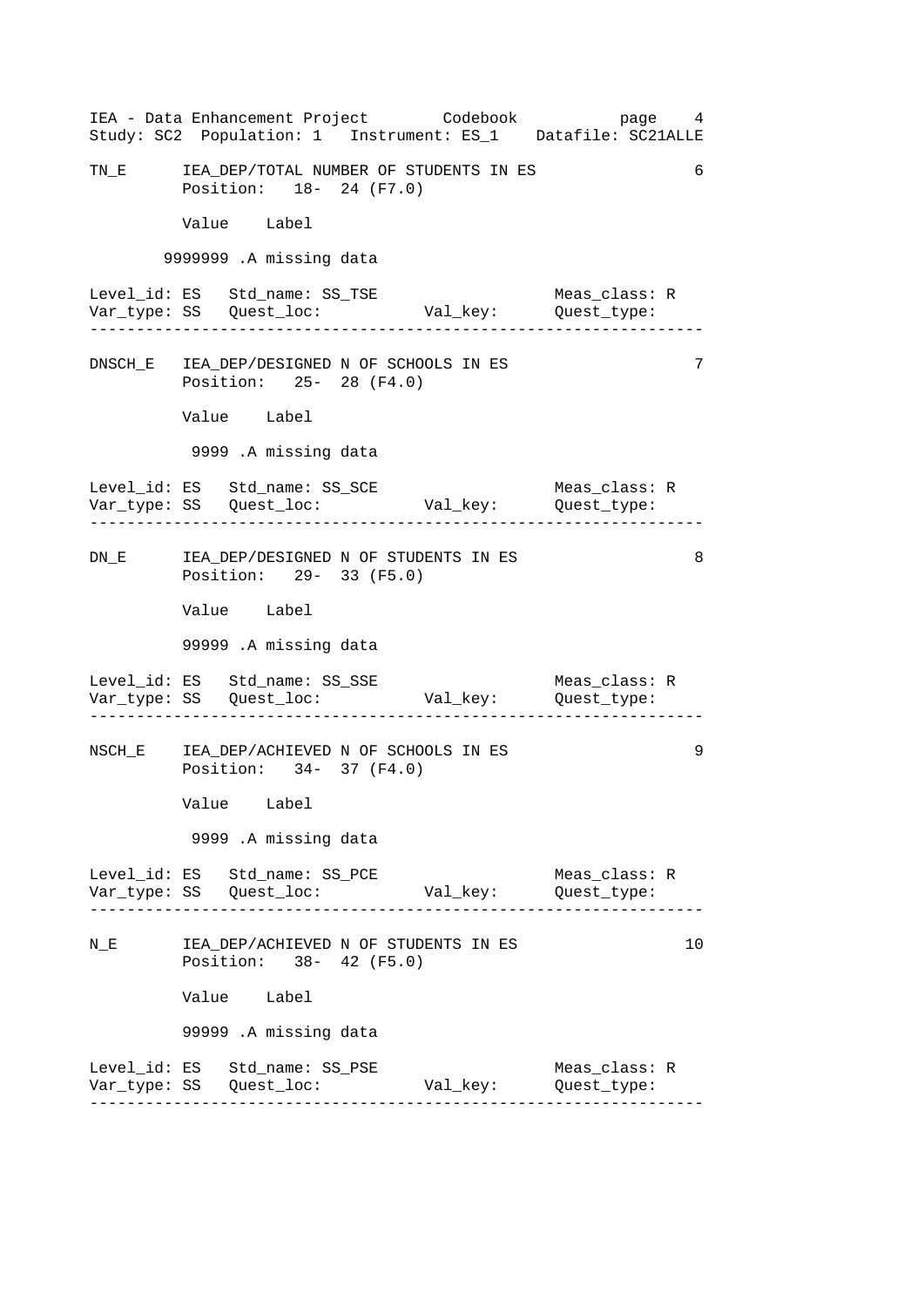```
TN_E      IEA_DEP/TOTAL NUMBER OF STUDENTS IN ES                    6
          Position:   18-  24 (F7.0)

          Value    Label

        9999999 .A missing data

Level_id: ES   Std_name: SS_TSE                    Meas_class: R
Var_type: SS   Quest_loc:          Val_key:      Quest_type:
-----------------------------------------------------------------

DNSCH_E   IEA_DEP/DESIGNED N OF SCHOOLS IN ES                       7
          Position:   25-  28 (F4.0)

          Value    Label

           9999 .A missing data

Level_id: ES   Std_name: SS_SCE                    Meas_class: R
Var_type: SS   Quest_loc:          Val_key:      Quest_type:
-----------------------------------------------------------------

DN_E      IEA_DEP/DESIGNED N OF STUDENTS IN ES                      8
          Position:   29-  33 (F5.0)

          Value    Label

          99999 .A missing data

Level_id: ES   Std_name: SS_SSE                    Meas_class: R
Var_type: SS   Quest_loc:          Val_key:      Quest_type:
-----------------------------------------------------------------

NSCH_E    IEA_DEP/ACHIEVED N OF SCHOOLS IN ES                       9
          Position:   34-  37 (F4.0)

          Value    Label

           9999 .A missing data

Level_id: ES   Std_name: SS_PCE                    Meas_class: R
Var_type: SS   Quest_loc:          Val_key:      Quest_type:
-----------------------------------------------------------------

N_E       IEA_DEP/ACHIEVED N OF STUDENTS IN ES                     10
          Position:   38-  42 (F5.0)

          Value    Label

          99999 .A missing data

Level_id: ES   Std_name: SS_PSE                    Meas_class: R
Var_type: SS   Quest_loc:          Val_key:      Quest_type:
-----------------------------------------------------------------
```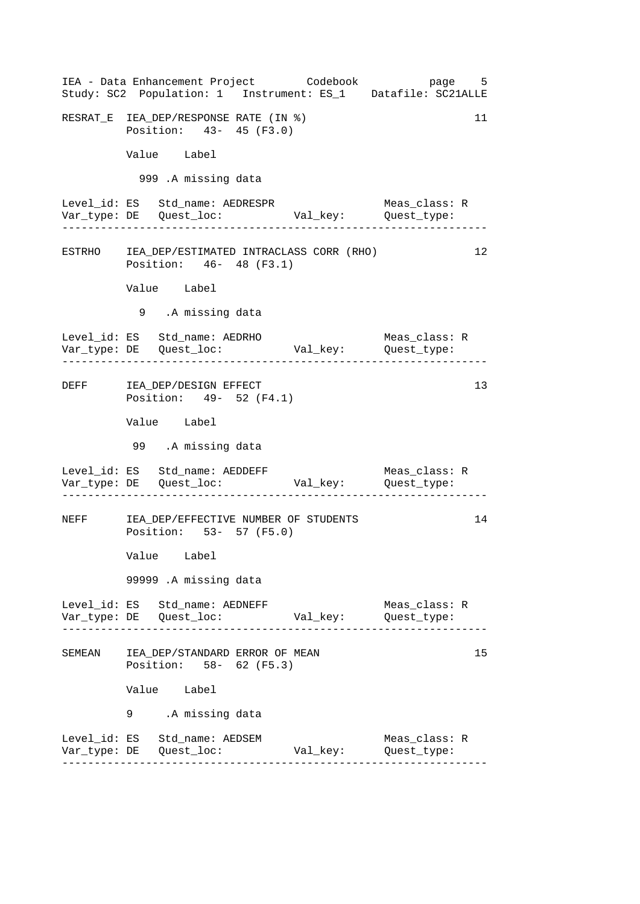```
RESRAT_E  IEA_DEP/RESPONSE RATE (IN %)                            11
          Position:   43-  45 (F3.0)

          Value    Label

            999 .A missing data

Level_id: ES   Std_name: AEDRESPR                  Meas_class: R
Var_type: DE   Quest_loc:           Val_key:       Quest_type:
------------------------------------------------------------------

ESTRHO    IEA_DEP/ESTIMATED INTRACLASS CORR (RHO)                 12
          Position:   46-  48 (F3.1)

          Value    Label

            9   .A missing data

Level_id: ES   Std_name: AEDRHO                    Meas_class: R
Var_type: DE   Quest_loc:           Val_key:       Quest_type:
------------------------------------------------------------------

DEFF      IEA_DEP/DESIGN EFFECT                                   13
          Position:   49-  52 (F4.1)

          Value    Label

           99   .A missing data

Level_id: ES   Std_name: AEDDEFF                   Meas_class: R
Var_type: DE   Quest_loc:           Val_key:       Quest_type:
------------------------------------------------------------------

NEFF      IEA_DEP/EFFECTIVE NUMBER OF STUDENTS                    14
          Position:   53-  57 (F5.0)

          Value    Label

          99999 .A missing data

Level_id: ES   Std_name: AEDNEFF                   Meas_class: R
Var_type: DE   Quest_loc:           Val_key:       Quest_type:
------------------------------------------------------------------

SEMEAN    IEA_DEP/STANDARD ERROR OF MEAN                          15
          Position:   58-  62 (F5.3)

          Value    Label

          9     .A missing data

Level_id: ES   Std_name: AEDSEM                    Meas_class: R
Var_type: DE   Quest_loc:           Val_key:       Quest_type:
------------------------------------------------------------------
```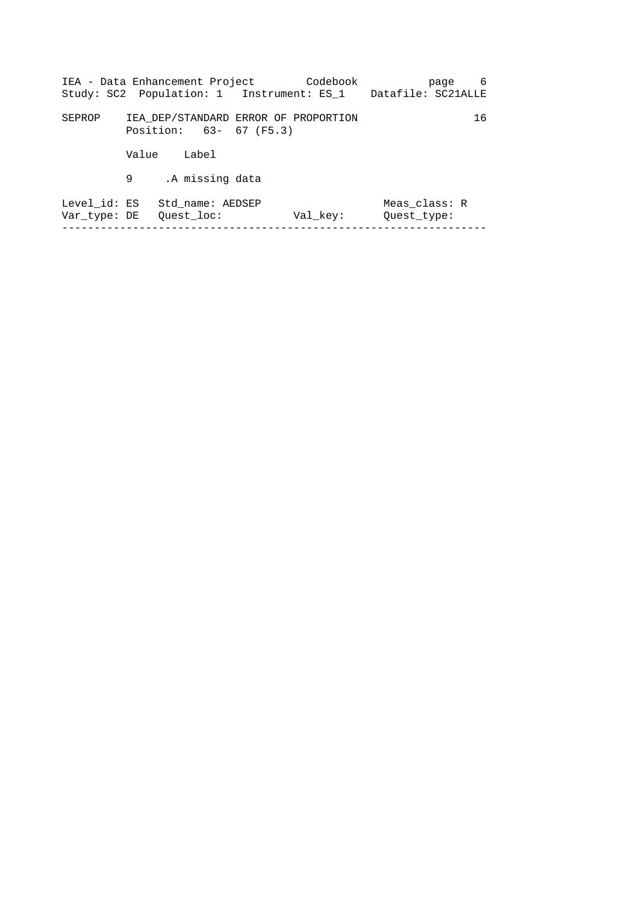SEPROP    IEA_DEP/STANDARD ERROR OF PROPORTION    16

Position: 63- 67 (F5.3)

| Value | Label |
| --- | --- |
| 9 | .A missing data |

Level_id: ES    Std_name: AEDSEP    Meas_class: R

Var_type: DE    Quest_loc:    Val_key:    Quest_type:

---